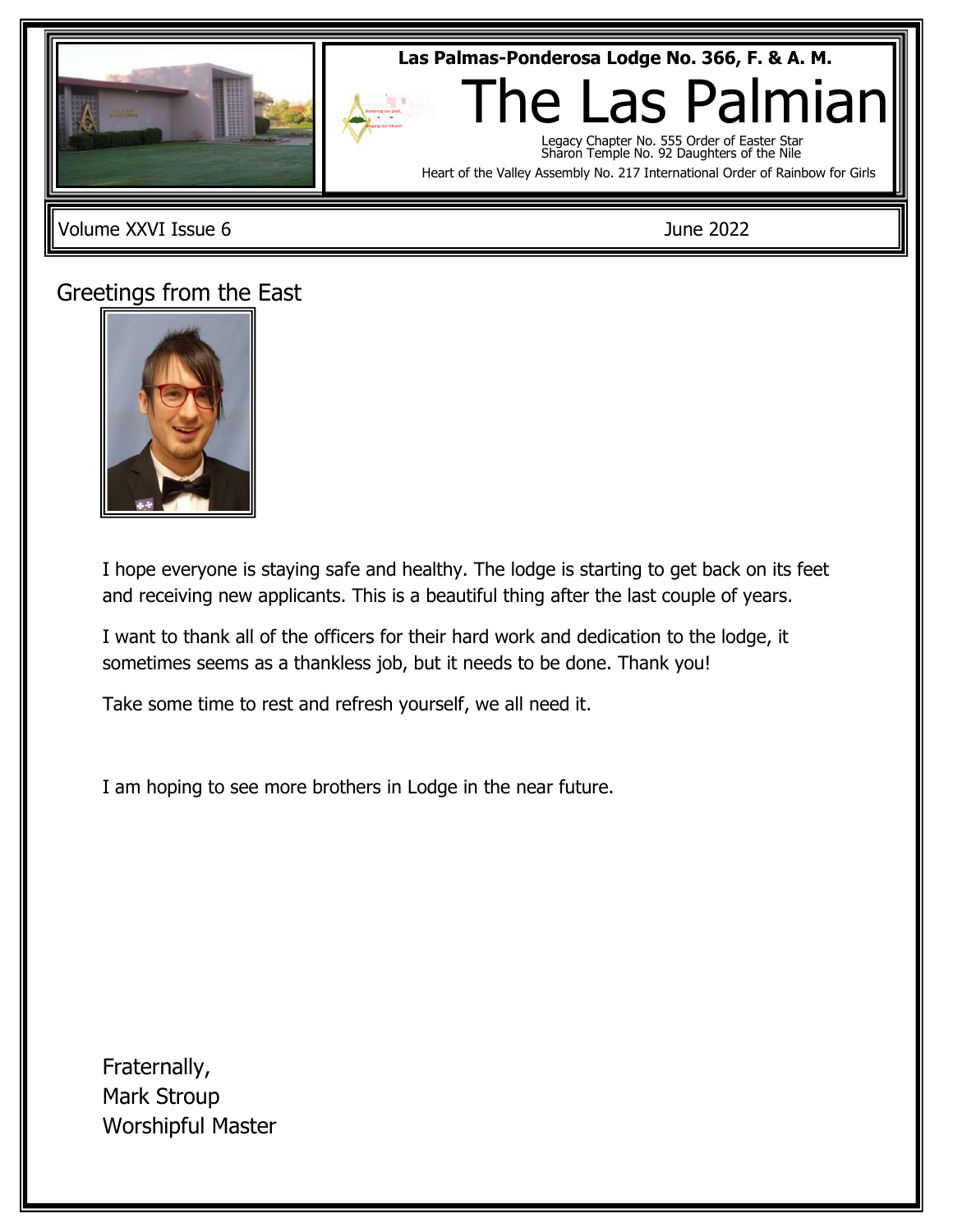**Las Palmas-Ponderosa Lodge No. 366, F. & A. M.**

# The Las Palmian

Legacy Chapter No. 555 Order of Easter Star
Sharon Temple No. 92 Daughters of the Nile
Heart of the Valley Assembly No. 217 International Order of Rainbow for Girls

Volume XXVI Issue 6 June 2022

## Greetings from the East

I hope everyone is staying safe and healthy. The lodge is starting to get back on its feet and receiving new applicants. This is a beautiful thing after the last couple of years.

I want to thank all of the officers for their hard work and dedication to the lodge, it sometimes seems as a thankless job, but it needs to be done. Thank you!

Take some time to rest and refresh yourself, we all need it.

I am hoping to see more brothers in Lodge in the near future.

Fraternally,
Mark Stroup
Worshipful Master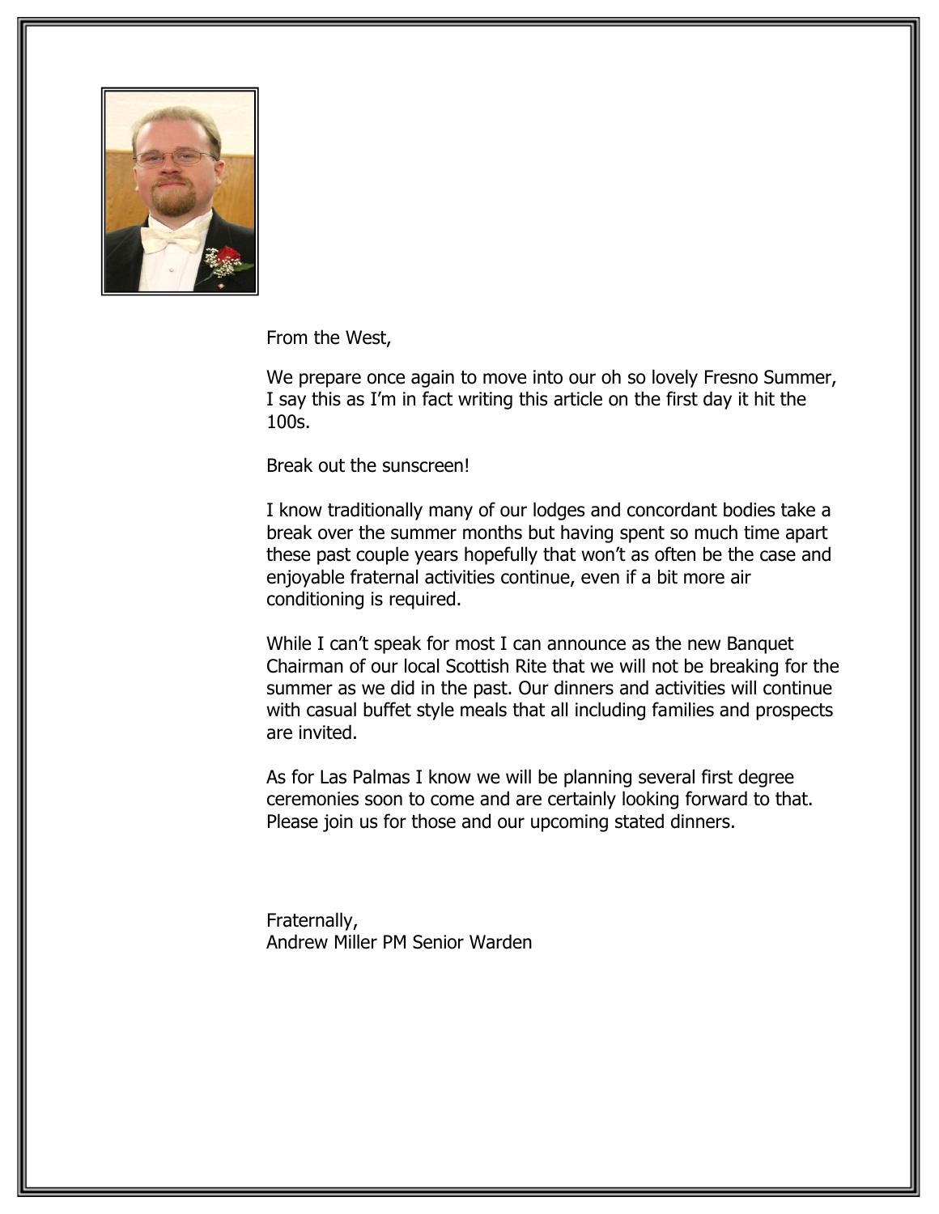From the West,

We prepare once again to move into our oh so lovely Fresno Summer, I say this as I'm in fact writing this article on the first day it hit the 100s.

Break out the sunscreen!

I know traditionally many of our lodges and concordant bodies take a break over the summer months but having spent so much time apart these past couple years hopefully that won't as often be the case and enjoyable fraternal activities continue, even if a bit more air conditioning is required.

While I can't speak for most I can announce as the new Banquet Chairman of our local Scottish Rite that we will not be breaking for the summer as we did in the past. Our dinners and activities will continue with casual buffet style meals that all including families and prospects are invited.

As for Las Palmas I know we will be planning several first degree ceremonies soon to come and are certainly looking forward to that. Please join us for those and our upcoming stated dinners.

Fraternally,
Andrew Miller PM Senior Warden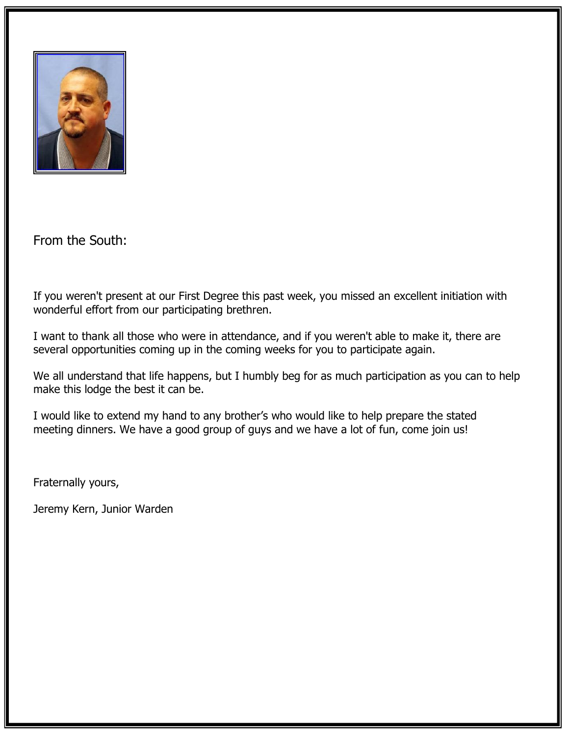## From the South:

If you weren't present at our First Degree this past week, you missed an excellent initiation with wonderful effort from our participating brethren.

I want to thank all those who were in attendance, and if you weren't able to make it, there are several opportunities coming up in the coming weeks for you to participate again.

We all understand that life happens, but I humbly beg for as much participation as you can to help make this lodge the best it can be.

I would like to extend my hand to any brother's who would like to help prepare the stated meeting dinners. We have a good group of guys and we have a lot of fun, come join us!

Fraternally yours,

Jeremy Kern, Junior Warden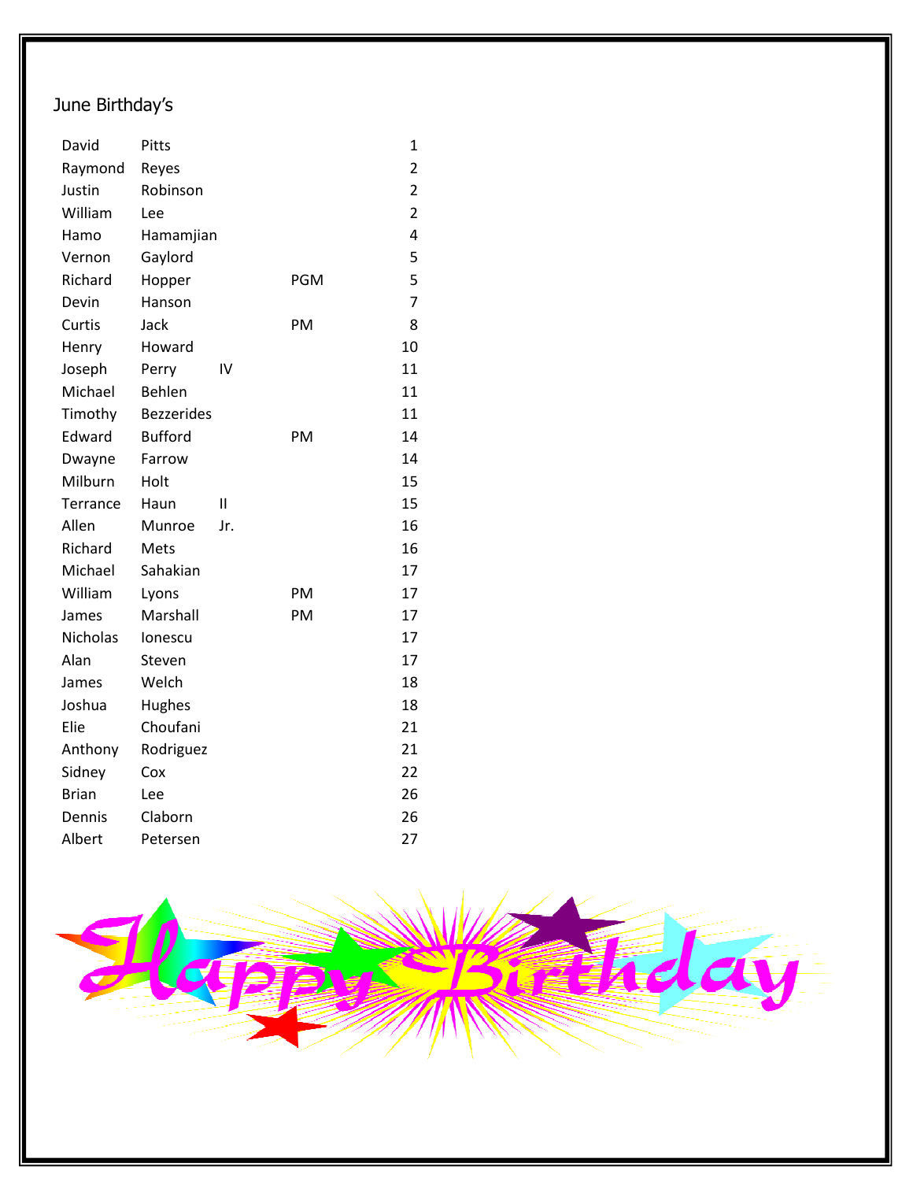June Birthday's

| | | | | |
|---|---|---|---|---|
| David | Pitts | | | 1 |
| Raymond | Reyes | | | 2 |
| Justin | Robinson | | | 2 |
| William | Lee | | | 2 |
| Hamo | Hamamjian | | | 4 |
| Vernon | Gaylord | | | 5 |
| Richard | Hopper | | PGM | 5 |
| Devin | Hanson | | | 7 |
| Curtis | Jack | | PM | 8 |
| Henry | Howard | | | 10 |
| Joseph | Perry | IV | | 11 |
| Michael | Behlen | | | 11 |
| Timothy | Bezzerides | | | 11 |
| Edward | Bufford | | PM | 14 |
| Dwayne | Farrow | | | 14 |
| Milburn | Holt | | | 15 |
| Terrance | Haun | II | | 15 |
| Allen | Munroe | Jr. | | 16 |
| Richard | Mets | | | 16 |
| Michael | Sahakian | | | 17 |
| William | Lyons | | PM | 17 |
| James | Marshall | | PM | 17 |
| Nicholas | Ionescu | | | 17 |
| Alan | Steven | | | 17 |
| James | Welch | | | 18 |
| Joshua | Hughes | | | 18 |
| Elie | Choufani | | | 21 |
| Anthony | Rodriguez | | | 21 |
| Sidney | Cox | | | 22 |
| Brian | Lee | | | 26 |
| Dennis | Claborn | | | 26 |
| Albert | Petersen | | | 27 |

Happy Birthday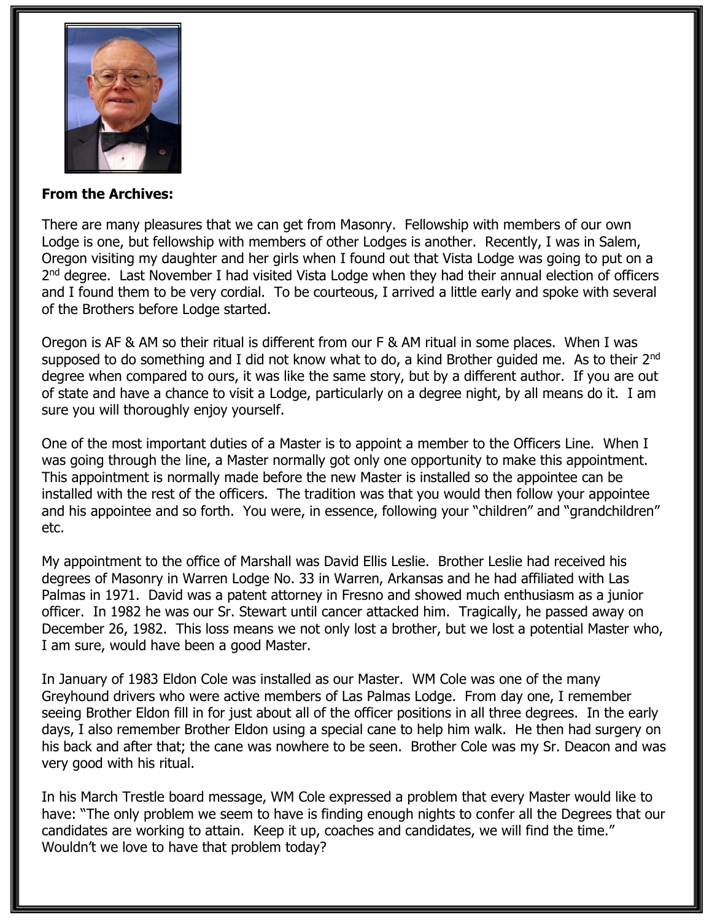**From the Archives:**

There are many pleasures that we can get from Masonry. Fellowship with members of our own Lodge is one, but fellowship with members of other Lodges is another. Recently, I was in Salem, Oregon visiting my daughter and her girls when I found out that Vista Lodge was going to put on a 2nd degree. Last November I had visited Vista Lodge when they had their annual election of officers and I found them to be very cordial. To be courteous, I arrived a little early and spoke with several of the Brothers before Lodge started.

Oregon is AF & AM so their ritual is different from our F & AM ritual in some places. When I was supposed to do something and I did not know what to do, a kind Brother guided me. As to their 2nd degree when compared to ours, it was like the same story, but by a different author. If you are out of state and have a chance to visit a Lodge, particularly on a degree night, by all means do it. I am sure you will thoroughly enjoy yourself.

One of the most important duties of a Master is to appoint a member to the Officers Line. When I was going through the line, a Master normally got only one opportunity to make this appointment. This appointment is normally made before the new Master is installed so the appointee can be installed with the rest of the officers. The tradition was that you would then follow your appointee and his appointee and so forth. You were, in essence, following your "children" and "grandchildren" etc.

My appointment to the office of Marshall was David Ellis Leslie. Brother Leslie had received his degrees of Masonry in Warren Lodge No. 33 in Warren, Arkansas and he had affiliated with Las Palmas in 1971. David was a patent attorney in Fresno and showed much enthusiasm as a junior officer. In 1982 he was our Sr. Stewart until cancer attacked him. Tragically, he passed away on December 26, 1982. This loss means we not only lost a brother, but we lost a potential Master who, I am sure, would have been a good Master.

In January of 1983 Eldon Cole was installed as our Master. WM Cole was one of the many Greyhound drivers who were active members of Las Palmas Lodge. From day one, I remember seeing Brother Eldon fill in for just about all of the officer positions in all three degrees. In the early days, I also remember Brother Eldon using a special cane to help him walk. He then had surgery on his back and after that; the cane was nowhere to be seen. Brother Cole was my Sr. Deacon and was very good with his ritual.

In his March Trestle board message, WM Cole expressed a problem that every Master would like to have: "The only problem we seem to have is finding enough nights to confer all the Degrees that our candidates are working to attain. Keep it up, coaches and candidates, we will find the time." Wouldn't we love to have that problem today?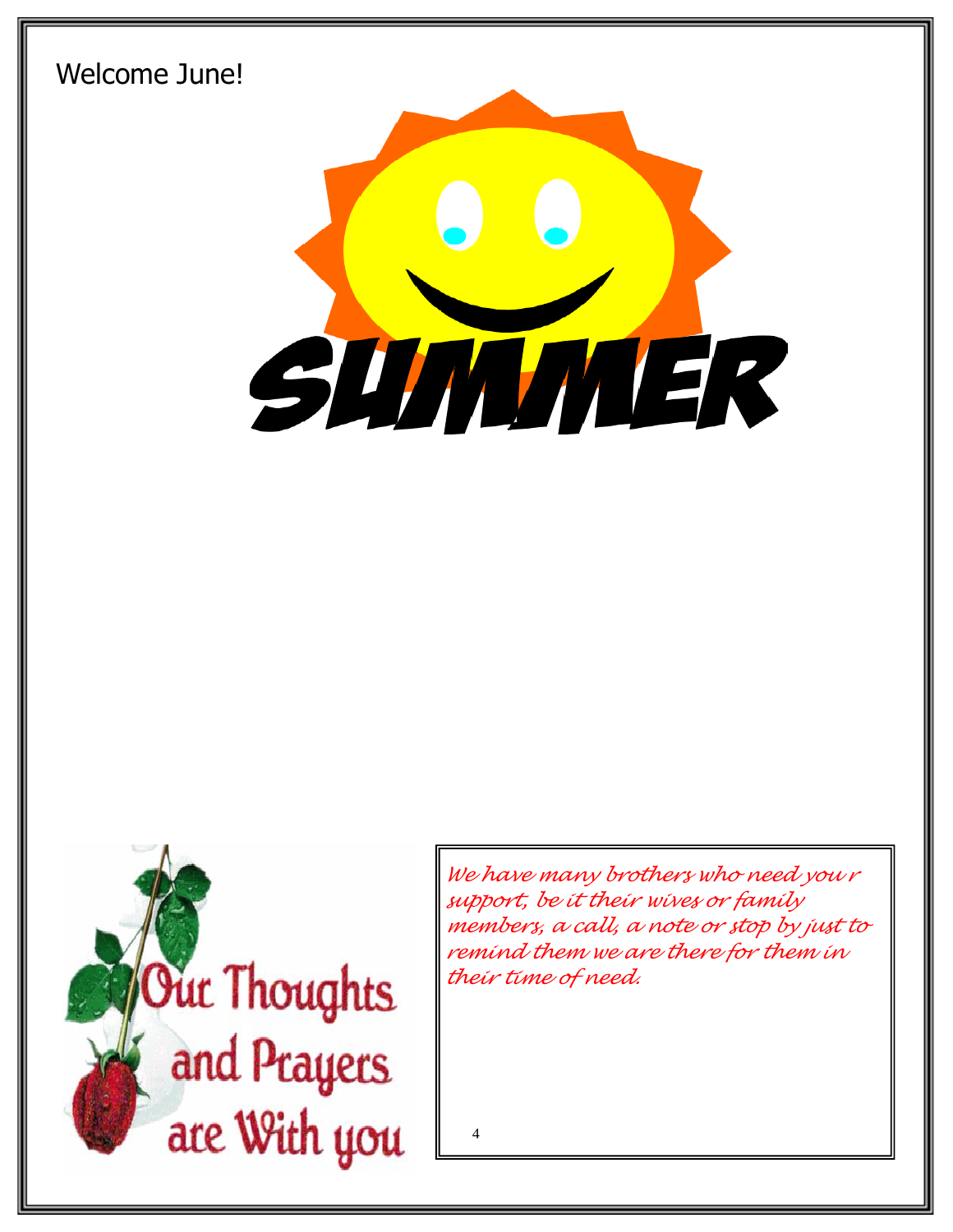Welcome June!

SUMMER

Our Thoughts and Prayers are With you

*We have many brothers who need you r support, be it their wives or family members, a call, a note or stop by just to remind them we are there for them in their time of need.*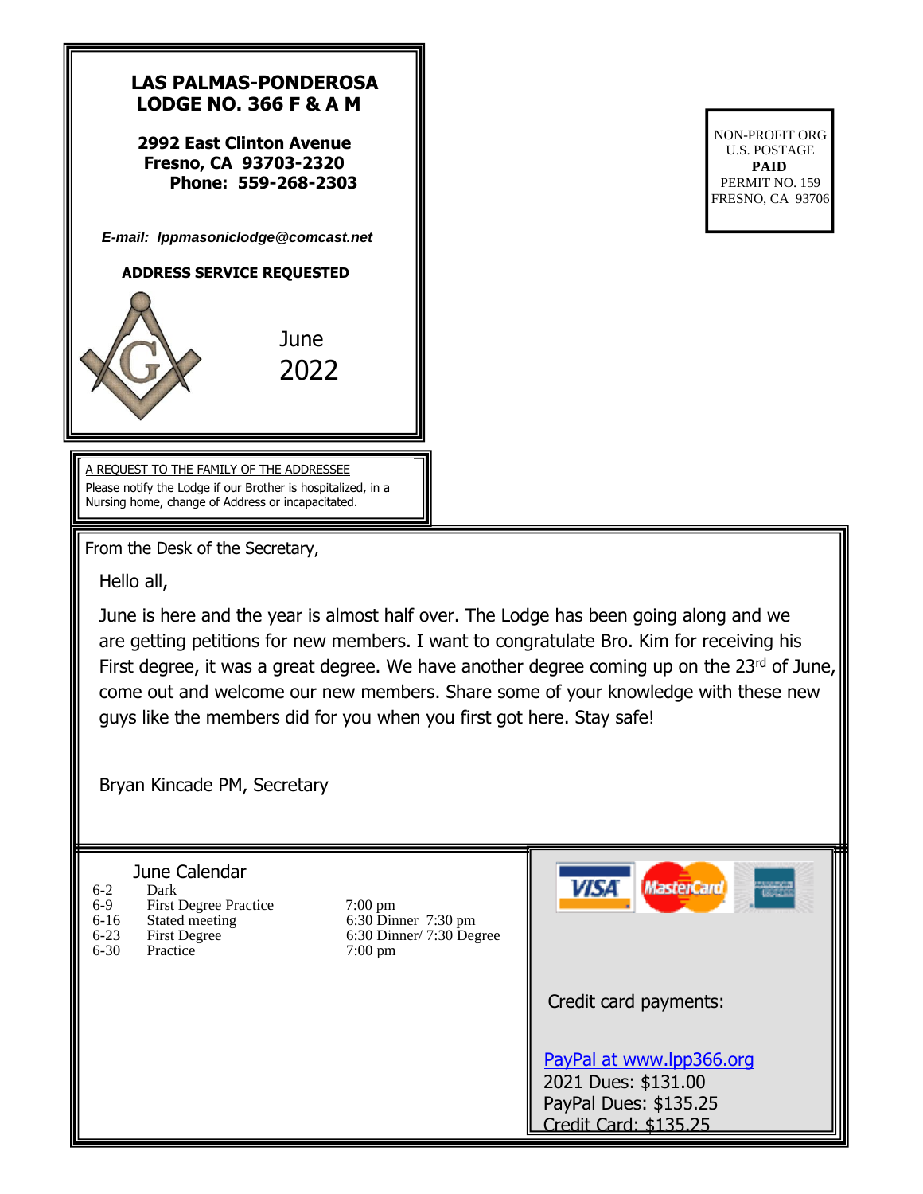**LAS PALMAS-PONDEROSA LODGE NO. 366 F & A M**

**2992 East Clinton Avenue**
**Fresno, CA 93703-2320**
**Phone: 559-268-2303**

***E-mail: lppmasoniclodge@comcast.net***

**ADDRESS SERVICE REQUESTED**

June
2022

NON-PROFIT ORG
U.S. POSTAGE
**PAID**
PERMIT NO. 159
FRESNO, CA 93706

A REQUEST TO THE FAMILY OF THE ADDRESSEE
Please notify the Lodge if our Brother is hospitalized, in a Nursing home, change of Address or incapacitated.

From the Desk of the Secretary,

Hello all,

June is here and the year is almost half over. The Lodge has been going along and we are getting petitions for new members. I want to congratulate Bro. Kim for receiving his First degree, it was a great degree. We have another degree coming up on the 23rd of June, come out and welcome our new members. Share some of your knowledge with these new guys like the members did for you when you first got here. Stay safe!

Bryan Kincade PM, Secretary

June Calendar

| | | |
|---|---|---|
| 6-2 | Dark | |
| 6-9 | First Degree Practice | 7:00 pm |
| 6-16 | Stated meeting | 6:30 Dinner 7:30 pm |
| 6-23 | First Degree | 6:30 Dinner/ 7:30 Degree |
| 6-30 | Practice | 7:00 pm |

Credit card payments:

PayPal at www.lpp366.org
2021 Dues: $131.00
PayPal Dues: $135.25
Credit Card: $135.25